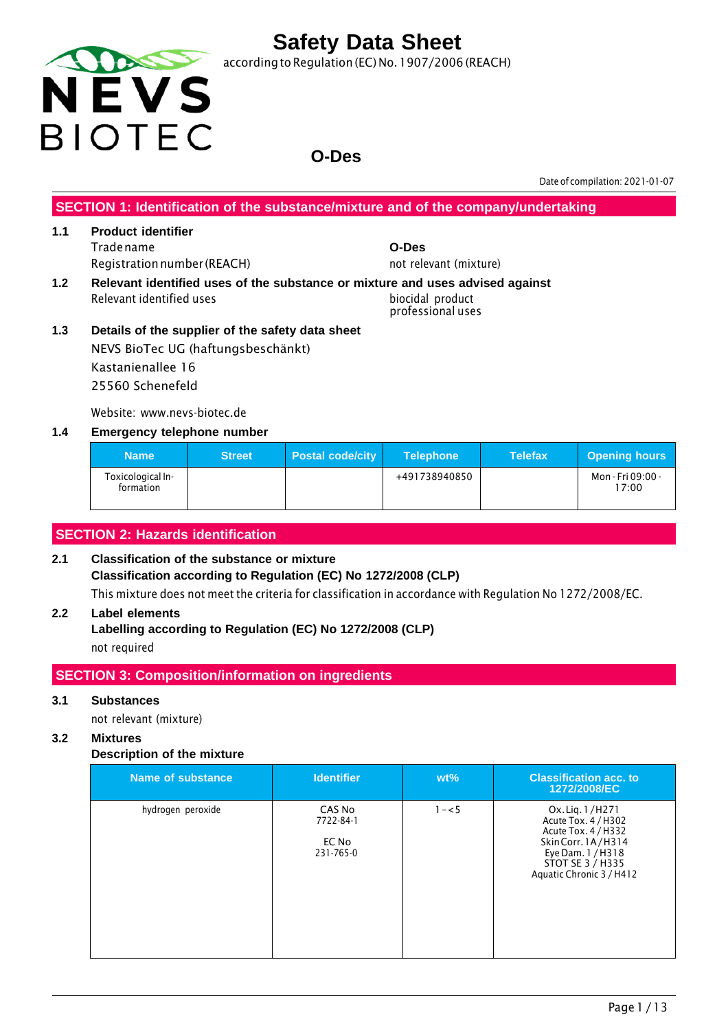# Safety Data Sheet

according to Regulation (EC) No. 1907/2006 (REACH)

## O-Des

Date of compilation: 2021-01-07

## SECTION 1: Identification of the substance/mixture and of the company/undertaking

**1.1 Product identifier**

Trade name: **O-Des**

Registration number (REACH): not relevant (mixture)

**1.2 Relevant identified uses of the substance or mixture and uses advised against**

Relevant identified uses: biocidal product, professional uses

**1.3 Details of the supplier of the safety data sheet**

NEVS BioTec UG (haftungsbeschänkt)
Kastanienallee 16
25560 Schenefeld

Website: www.nevs-biotec.de

**1.4 Emergency telephone number**

| Name | Street | Postal code/city | Telephone | Telefax | Opening hours |
|---|---|---|---|---|---|
| Toxicological Information | | | +491738940850 | | Mon - Fri 09:00 - 17:00 |

## SECTION 2: Hazards identification

**2.1 Classification of the substance or mixture**

**Classification according to Regulation (EC) No 1272/2008 (CLP)**

This mixture does not meet the criteria for classification in accordance with Regulation No 1272/2008/EC.

**2.2 Label elements**

**Labelling according to Regulation (EC) No 1272/2008 (CLP)**

not required

## SECTION 3: Composition/information on ingredients

**3.1 Substances**

not relevant (mixture)

**3.2 Mixtures**

**Description of the mixture**

| Name of substance | Identifier | wt% | Classification acc. to 1272/2008/EC |
|---|---|---|---|
| hydrogen peroxide | CAS No 7722-84-1<br><br>EC No 231-765-0 | 1 – < 5 | Ox. Liq. 1 / H271<br>Acute Tox. 4 / H302<br>Acute Tox. 4 / H332<br>Skin Corr. 1A / H314<br>Eye Dam. 1 / H318<br>STOT SE 3 / H335<br>Aquatic Chronic 3 / H412 |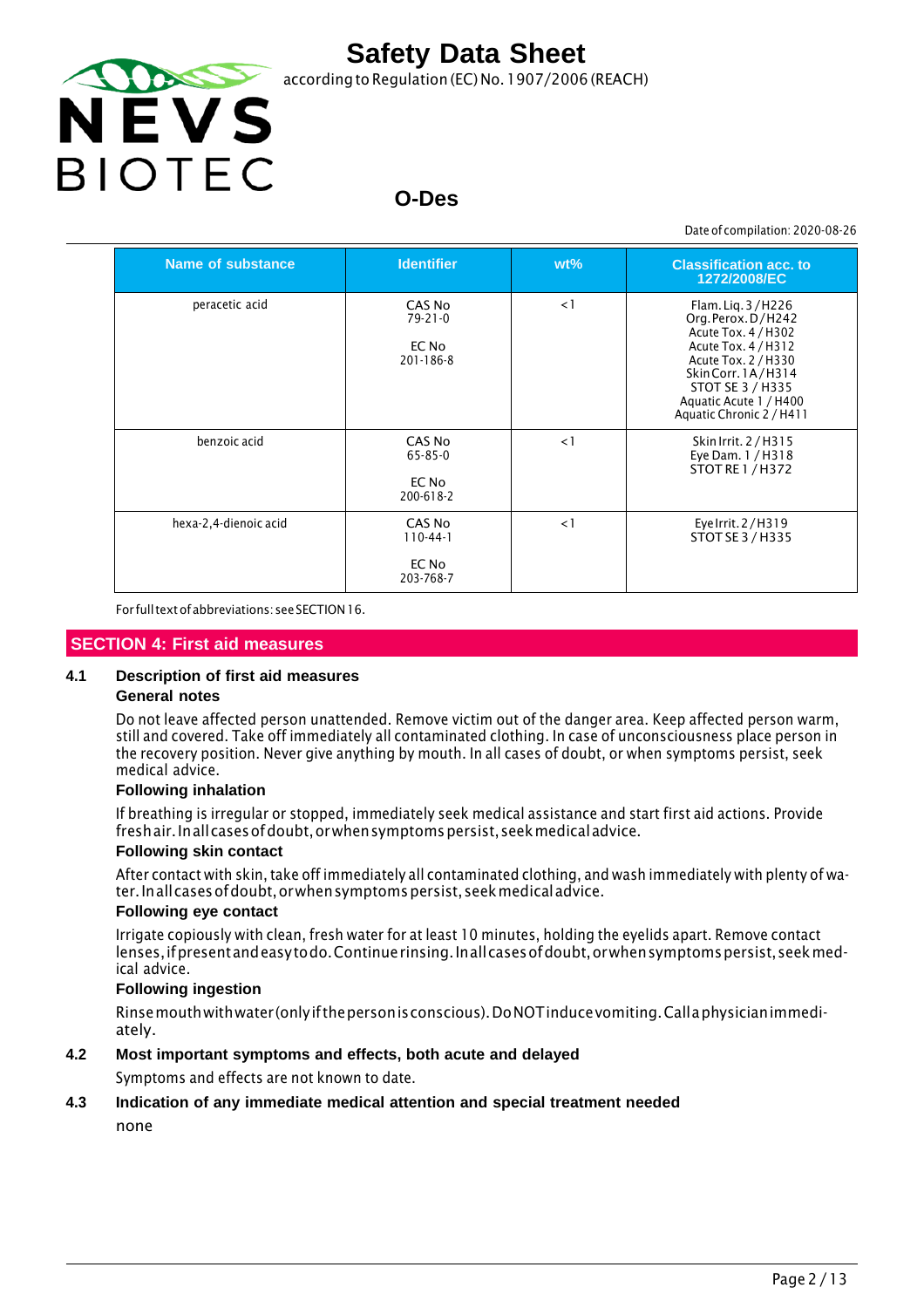| Name of substance | Identifier | wt% | Classification acc. to 1272/2008/EC |
|---|---|---|---|
| peracetic acid | CAS No<br>79-21-0<br><br>EC No<br>201-186-8 | < 1 | Flam. Liq. 3 / H226<br>Org. Perox. D / H242<br>Acute Tox. 4 / H302<br>Acute Tox. 4 / H312<br>Acute Tox. 2 / H330<br>Skin Corr. 1A / H314<br>STOT SE 3 / H335<br>Aquatic Acute 1 / H400<br>Aquatic Chronic 2 / H411 |
| benzoic acid | CAS No<br>65-85-0<br><br>EC No<br>200-618-2 | < 1 | Skin Irrit. 2 / H315<br>Eye Dam. 1 / H318<br>STOT RE 1 / H372 |
| hexa-2,4-dienoic acid | CAS No<br>110-44-1<br><br>EC No<br>203-768-7 | < 1 | Eye Irrit. 2 / H319<br>STOT SE 3 / H335 |

For full text of abbreviations: see SECTION 16.

## SECTION 4: First aid measures

### 4.1 Description of first aid measures

**General notes**

Do not leave affected person unattended. Remove victim out of the danger area. Keep affected person warm, still and covered. Take off immediately all contaminated clothing. In case of unconsciousness place person in the recovery position. Never give anything by mouth. In all cases of doubt, or when symptoms persist, seek medical advice.

**Following inhalation**

If breathing is irregular or stopped, immediately seek medical assistance and start first aid actions. Provide fresh air. In all cases of doubt, or when symptoms persist, seek medical advice.

**Following skin contact**

After contact with skin, take off immediately all contaminated clothing, and wash immediately with plenty of water. In all cases of doubt, or when symptoms persist, seek medical advice.

**Following eye contact**

Irrigate copiously with clean, fresh water for at least 10 minutes, holding the eyelids apart. Remove contact lenses, if present and easy to do. Continue rinsing. In all cases of doubt, or when symptoms persist, seek medical advice.

**Following ingestion**

Rinse mouth with water (only if the person is conscious). Do NOT induce vomiting. Call a physician immediately.

### 4.2 Most important symptoms and effects, both acute and delayed

Symptoms and effects are not known to date.

### 4.3 Indication of any immediate medical attention and special treatment needed

none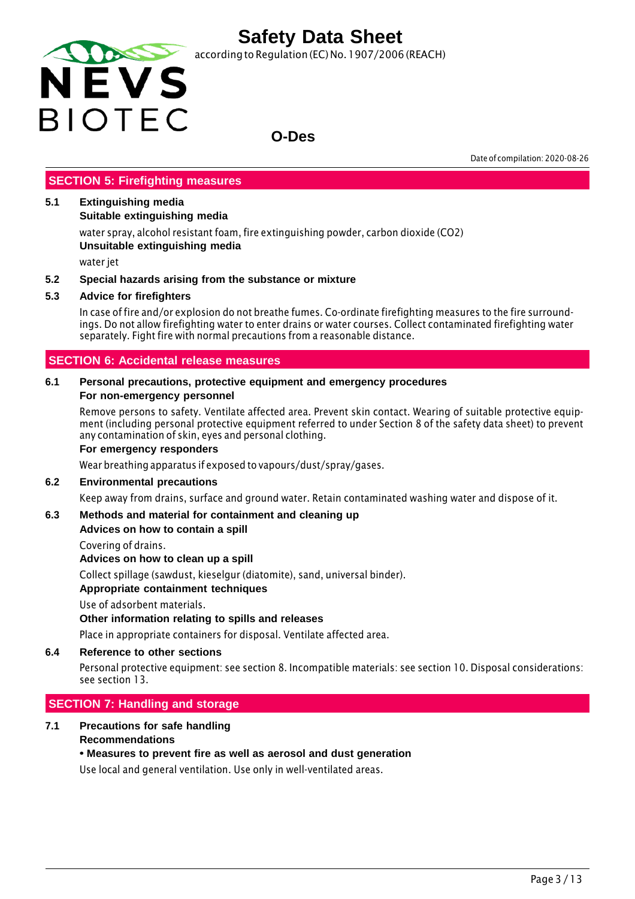## SECTION 5: Firefighting measures

**5.1 Extinguishing media**

**Suitable extinguishing media**

water spray, alcohol resistant foam, fire extinguishing powder, carbon dioxide ($CO_2$)

**Unsuitable extinguishing media**

water jet

**5.2 Special hazards arising from the substance or mixture**

**5.3 Advice for firefighters**

In case of fire and/or explosion do not breathe fumes. Co-ordinate firefighting measures to the fire surroundings. Do not allow firefighting water to enter drains or water courses. Collect contaminated firefighting water separately. Fight fire with normal precautions from a reasonable distance.

## SECTION 6: Accidental release measures

**6.1 Personal precautions, protective equipment and emergency procedures**

**For non-emergency personnel**

Remove persons to safety. Ventilate affected area. Prevent skin contact. Wearing of suitable protective equipment (including personal protective equipment referred to under Section 8 of the safety data sheet) to prevent any contamination of skin, eyes and personal clothing.

**For emergency responders**

Wear breathing apparatus if exposed to vapours/dust/spray/gases.

**6.2 Environmental precautions**

Keep away from drains, surface and ground water. Retain contaminated washing water and dispose of it.

**6.3 Methods and material for containment and cleaning up**

**Advices on how to contain a spill**

Covering of drains.

**Advices on how to clean up a spill**

Collect spillage (sawdust, kieselgur (diatomite), sand, universal binder).

**Appropriate containment techniques**

Use of adsorbent materials.

**Other information relating to spills and releases**

Place in appropriate containers for disposal. Ventilate affected area.

**6.4 Reference to other sections**

Personal protective equipment: see section 8. Incompatible materials: see section 10. Disposal considerations: see section 13.

## SECTION 7: Handling and storage

**7.1 Precautions for safe handling**

**Recommendations**

**• Measures to prevent fire as well as aerosol and dust generation**

Use local and general ventilation. Use only in well-ventilated areas.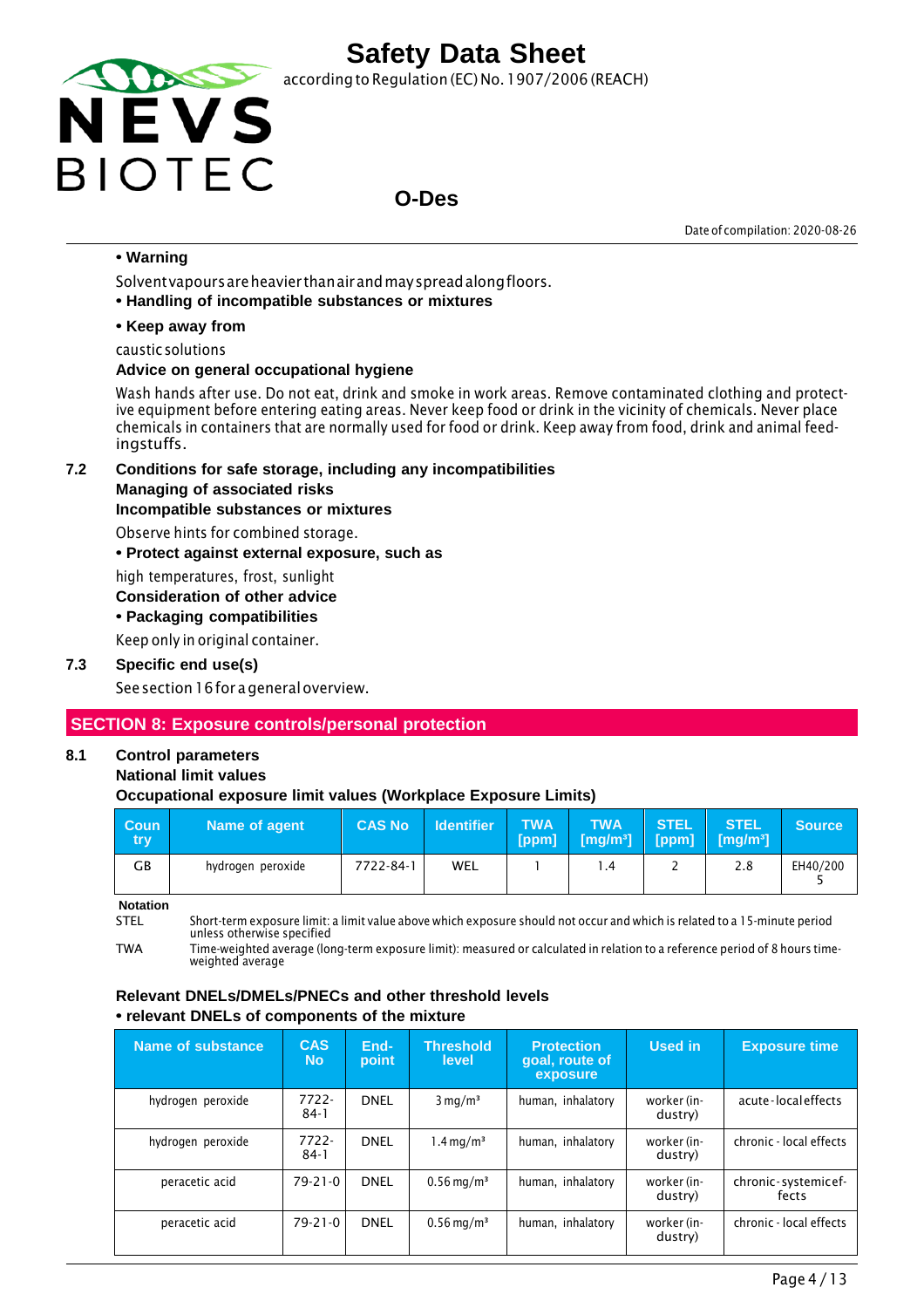• **Warning**

Solvent vapours are heavier than air and may spread along floors.

• **Handling of incompatible substances or mixtures**

• **Keep away from**

caustic solutions

**Advice on general occupational hygiene**

Wash hands after use. Do not eat, drink and smoke in work areas. Remove contaminated clothing and protective equipment before entering eating areas. Never keep food or drink in the vicinity of chemicals. Never place chemicals in containers that are normally used for food or drink. Keep away from food, drink and animal feedingstuffs.

### 7.2 Conditions for safe storage, including any incompatibilities

**Managing of associated risks**

**Incompatible substances or mixtures**

Observe hints for combined storage.

• **Protect against external exposure, such as**

high temperatures, frost, sunlight

**Consideration of other advice**

• **Packaging compatibilities**

Keep only in original container.

### 7.3 Specific end use(s)

See section 16 for a general overview.

## SECTION 8: Exposure controls/personal protection

### 8.1 Control parameters

**National limit values**

**Occupational exposure limit values (Workplace Exposure Limits)**

| Country | Name of agent | CAS No | Identifier | TWA [ppm] | TWA [mg/m³] | STEL [ppm] | STEL [mg/m³] | Source |
|---|---|---|---|---|---|---|---|---|
| GB | hydrogen peroxide | 7722-84-1 | WEL | 1 | 1.4 | 2 | 2.8 | EH40/2005 |

**Notation**

STEL — Short-term exposure limit: a limit value above which exposure should not occur and which is related to a 15-minute period unless otherwise specified

TWA — Time-weighted average (long-term exposure limit): measured or calculated in relation to a reference period of 8 hours time-weighted average

**Relevant DNELs/DMELs/PNECs and other threshold levels**

• **relevant DNELs of components of the mixture**

| Name of substance | CAS No | End-point | Threshold level | Protection goal, route of exposure | Used in | Exposure time |
|---|---|---|---|---|---|---|
| hydrogen peroxide | 7722-84-1 | DNEL | 3 mg/m³ | human, inhalatory | worker (industry) | acute - local effects |
| hydrogen peroxide | 7722-84-1 | DNEL | 1.4 mg/m³ | human, inhalatory | worker (industry) | chronic - local effects |
| peracetic acid | 79-21-0 | DNEL | 0.56 mg/m³ | human, inhalatory | worker (industry) | chronic - systemic effects |
| peracetic acid | 79-21-0 | DNEL | 0.56 mg/m³ | human, inhalatory | worker (industry) | chronic - local effects |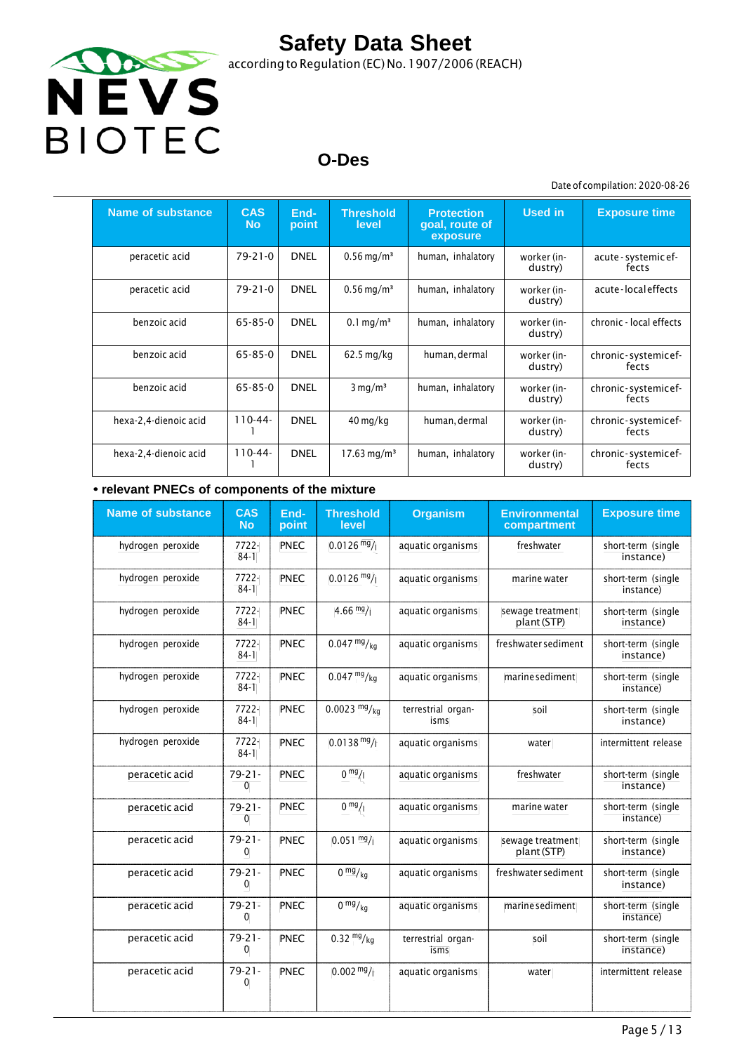| Name of substance | CAS No | End-point | Threshold level | Protection goal, route of exposure | Used in | Exposure time |
|---|---|---|---|---|---|---|
| peracetic acid | 79-21-0 | DNEL | 0.56 mg/m³ | human, inhalatory | worker (industry) | acute - systemic effects |
| peracetic acid | 79-21-0 | DNEL | 0.56 mg/m³ | human, inhalatory | worker (industry) | acute - local effects |
| benzoic acid | 65-85-0 | DNEL | 0.1 mg/m³ | human, inhalatory | worker (industry) | chronic - local effects |
| benzoic acid | 65-85-0 | DNEL | 62.5 mg/kg | human, dermal | worker (industry) | chronic - systemic effects |
| benzoic acid | 65-85-0 | DNEL | 3 mg/m³ | human, inhalatory | worker (industry) | chronic - systemic effects |
| hexa-2,4-dienoic acid | 110-44-1 | DNEL | 40 mg/kg | human, dermal | worker (industry) | chronic - systemic effects |
| hexa-2,4-dienoic acid | 110-44-1 | DNEL | 17.63 mg/m³ | human, inhalatory | worker (industry) | chronic - systemic effects |

**• relevant PNECs of components of the mixture**

| Name of substance | CAS No | End-point | Threshold level | Organism | Environmental compartment | Exposure time |
|---|---|---|---|---|---|---|
| hydrogen peroxide | 7722-84-1 | PNEC | 0.0126 mg/l | aquatic organisms | freshwater | short-term (single instance) |
| hydrogen peroxide | 7722-84-1 | PNEC | 0.0126 mg/l | aquatic organisms | marine water | short-term (single instance) |
| hydrogen peroxide | 7722-84-1 | PNEC | 4.66 mg/l | aquatic organisms | sewage treatment plant (STP) | short-term (single instance) |
| hydrogen peroxide | 7722-84-1 | PNEC | 0.047 mg/kg | aquatic organisms | freshwater sediment | short-term (single instance) |
| hydrogen peroxide | 7722-84-1 | PNEC | 0.047 mg/kg | aquatic organisms | marine sediment | short-term (single instance) |
| hydrogen peroxide | 7722-84-1 | PNEC | 0.0023 mg/kg | terrestrial organisms | soil | short-term (single instance) |
| hydrogen peroxide | 7722-84-1 | PNEC | 0.0138 mg/l | aquatic organisms | water | intermittent release |
| peracetic acid | 79-21-0 | PNEC | 0 mg/l | aquatic organisms | freshwater | short-term (single instance) |
| peracetic acid | 79-21-0 | PNEC | 0 mg/l | aquatic organisms | marine water | short-term (single instance) |
| peracetic acid | 79-21-0 | PNEC | 0.051 mg/l | aquatic organisms | sewage treatment plant (STP) | short-term (single instance) |
| peracetic acid | 79-21-0 | PNEC | 0 mg/kg | aquatic organisms | freshwater sediment | short-term (single instance) |
| peracetic acid | 79-21-0 | PNEC | 0 mg/kg | aquatic organisms | marine sediment | short-term (single instance) |
| peracetic acid | 79-21-0 | PNEC | 0.32 mg/kg | terrestrial organisms | soil | short-term (single instance) |
| peracetic acid | 79-21-0 | PNEC | 0.002 mg/l | aquatic organisms | water | intermittent release |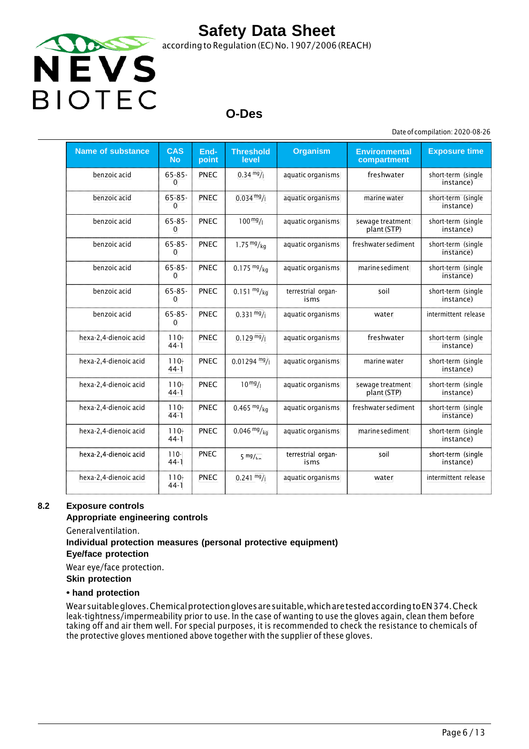| Name of substance | CAS No | End-point | Threshold level | Organism | Environmental compartment | Exposure time |
|---|---|---|---|---|---|---|
| benzoic acid | 65-85-0 | PNEC | 0.34 $^{mg}/_{l}$ | aquatic organisms | freshwater | short-term (single instance) |
| benzoic acid | 65-85-0 | PNEC | 0.034 $^{mg}/_{l}$ | aquatic organisms | marine water | short-term (single instance) |
| benzoic acid | 65-85-0 | PNEC | 100 $^{mg}/_{l}$ | aquatic organisms | sewage treatment plant (STP) | short-term (single instance) |
| benzoic acid | 65-85-0 | PNEC | 1.75 $^{mg}/_{kg}$ | aquatic organisms | freshwater sediment | short-term (single instance) |
| benzoic acid | 65-85-0 | PNEC | 0.175 $^{mg}/_{kg}$ | aquatic organisms | marine sediment | short-term (single instance) |
| benzoic acid | 65-85-0 | PNEC | 0.151 $^{mg}/_{kg}$ | terrestrial organisms | soil | short-term (single instance) |
| benzoic acid | 65-85-0 | PNEC | 0.331 $^{mg}/_{l}$ | aquatic organisms | water | intermittent release |
| hexa-2,4-dienoic acid | 110-44-1 | PNEC | 0.129 $^{mg}/_{l}$ | aquatic organisms | freshwater | short-term (single instance) |
| hexa-2,4-dienoic acid | 110-44-1 | PNEC | 0.01294 $^{mg}/_{l}$ | aquatic organisms | marine water | short-term (single instance) |
| hexa-2,4-dienoic acid | 110-44-1 | PNEC | 10 $^{mg}/_{l}$ | aquatic organisms | sewage treatment plant (STP) | short-term (single instance) |
| hexa-2,4-dienoic acid | 110-44-1 | PNEC | 0.465 $^{mg}/_{kg}$ | aquatic organisms | freshwater sediment | short-term (single instance) |
| hexa-2,4-dienoic acid | 110-44-1 | PNEC | 0.046 $^{mg}/_{kg}$ | aquatic organisms | marine sediment | short-term (single instance) |
| hexa-2,4-dienoic acid | 110-44-1 | PNEC | 5 $^{mg}/_{kg}$ | terrestrial organisms | soil | short-term (single instance) |
| hexa-2,4-dienoic acid | 110-44-1 | PNEC | 0.241 $^{mg}/_{l}$ | aquatic organisms | water | intermittent release |

## 8.2 Exposure controls

**Appropriate engineering controls**

General ventilation.

**Individual protection measures (personal protective equipment)**

**Eye/face protection**

Wear eye/face protection.

**Skin protection**

**• hand protection**

Wear suitable gloves. Chemical protection gloves are suitable, which are tested according to EN 374. Check leak-tightness/impermeability prior to use. In the case of wanting to use the gloves again, clean them before taking off and air them well. For special purposes, it is recommended to check the resistance to chemicals of the protective gloves mentioned above together with the supplier of these gloves.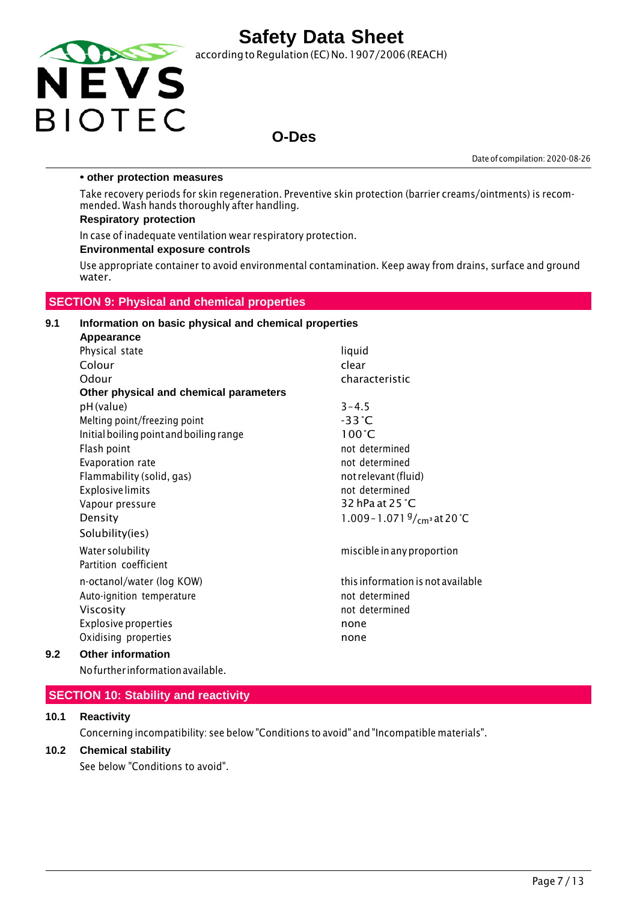**• other protection measures**

Take recovery periods for skin regeneration. Preventive skin protection (barrier creams/ointments) is recommended. Wash thoroughly after handling.

**Respiratory protection**

In case of inadequate ventilation wear respiratory protection.

**Environmental exposure controls**

Use appropriate container to avoid environmental contamination. Keep away from drains, surface and ground water.

## SECTION 9: Physical and chemical properties

### 9.1 Information on basic physical and chemical properties

| **Appearance** | |
|---|---|
| Physical state | liquid |
| Colour | clear |
| Odour | characteristic |
| **Other physical and chemical parameters** | |
| pH (value) | 3 – 4.5 |
| Melting point/freezing point | -33 °C |
| Initial boiling point and boiling range | 100 °C |
| Flash point | not determined |
| Evaporation rate | not determined |
| Flammability (solid, gas) | not relevant (fluid) |
| Explosive limits | not determined |
| Vapour pressure | 32 hPa at 25 °C |
| Density | 1.009 – 1.071 $^{g}/_{cm^3}$ at 20 °C |
| Solubility(ies) | |
| Water solubility | miscible in any proportion |
| Partition coefficient | |
| n-octanol/water (log KOW) | this information is not available |
| Auto-ignition temperature | not determined |
| Viscosity | not determined |
| Explosive properties | none |
| Oxidising properties | none |

### 9.2 Other information

No further information available.

## SECTION 10: Stability and reactivity

### 10.1 Reactivity

Concerning incompatibility: see below "Conditions to avoid" and "Incompatible materials".

### 10.2 Chemical stability

See below "Conditions to avoid".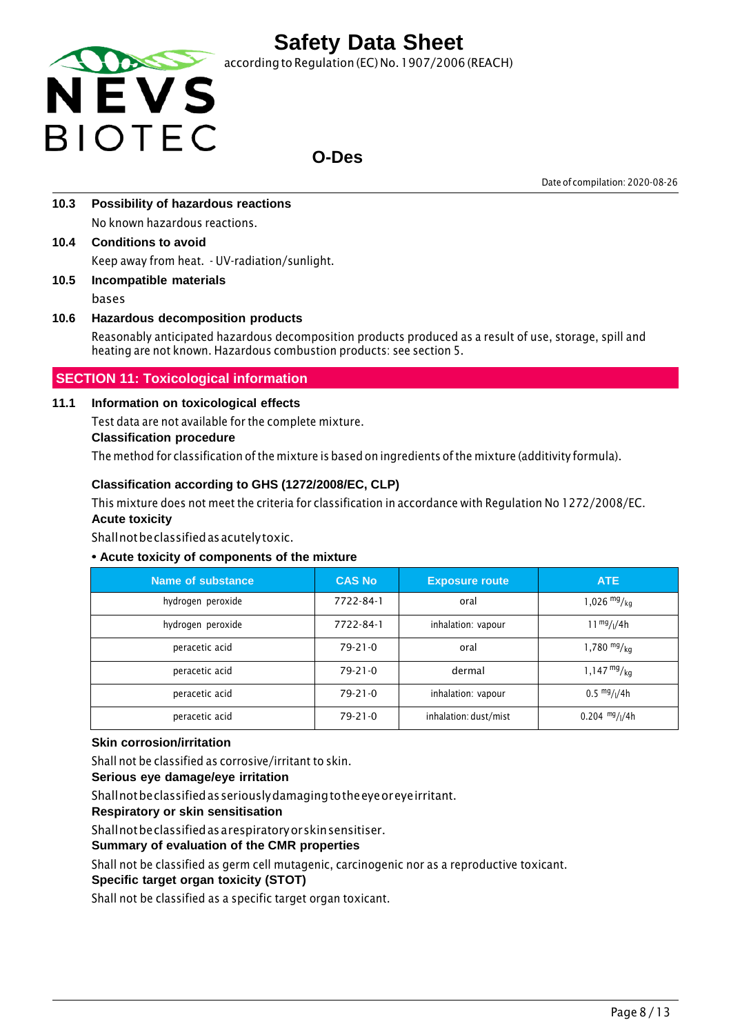**10.3 Possibility of hazardous reactions**

No known hazardous reactions.

**10.4 Conditions to avoid**

Keep away from heat. - UV-radiation/sunlight.

**10.5 Incompatible materials**

bases

**10.6 Hazardous decomposition products**

Reasonably anticipated hazardous decomposition products produced as a result of use, storage, spill and heating are not known. Hazardous combustion products: see section 5.

## SECTION 11: Toxicological information

**11.1 Information on toxicological effects**

Test data are not available for the complete mixture.

**Classification procedure**

The method for classification of the mixture is based on ingredients of the mixture (additivity formula).

**Classification according to GHS (1272/2008/EC, CLP)**

This mixture does not meet the criteria for classification in accordance with Regulation No 1272/2008/EC.

**Acute toxicity**

Shall not be classified as acutely toxic.

**• Acute toxicity of components of the mixture**

| Name of substance | CAS No | Exposure route | ATE |
|---|---|---|---|
| hydrogen peroxide | 7722-84-1 | oral | 1,026 $^{mg}/_{kg}$ |
| hydrogen peroxide | 7722-84-1 | inhalation: vapour | 11 $^{mg}/_{l}$/4h |
| peracetic acid | 79-21-0 | oral | 1,780 $^{mg}/_{kg}$ |
| peracetic acid | 79-21-0 | dermal | 1,147 $^{mg}/_{kg}$ |
| peracetic acid | 79-21-0 | inhalation: vapour | 0.5 $^{mg}/_{l}$/4h |
| peracetic acid | 79-21-0 | inhalation: dust/mist | 0.204 $^{mg}/_{l}$/4h |

**Skin corrosion/irritation**

Shall not be classified as corrosive/irritant to skin.

**Serious eye damage/eye irritation**

Shall not be classified as seriously damaging to the eye or eye irritant.

**Respiratory or skin sensitisation**

Shall not be classified as a respiratory or skin sensitiser.

**Summary of evaluation of the CMR properties**

Shall not be classified as germ cell mutagenic, carcinogenic nor as a reproductive toxicant.

**Specific target organ toxicity (STOT)**

Shall not be classified as a specific target organ toxicant.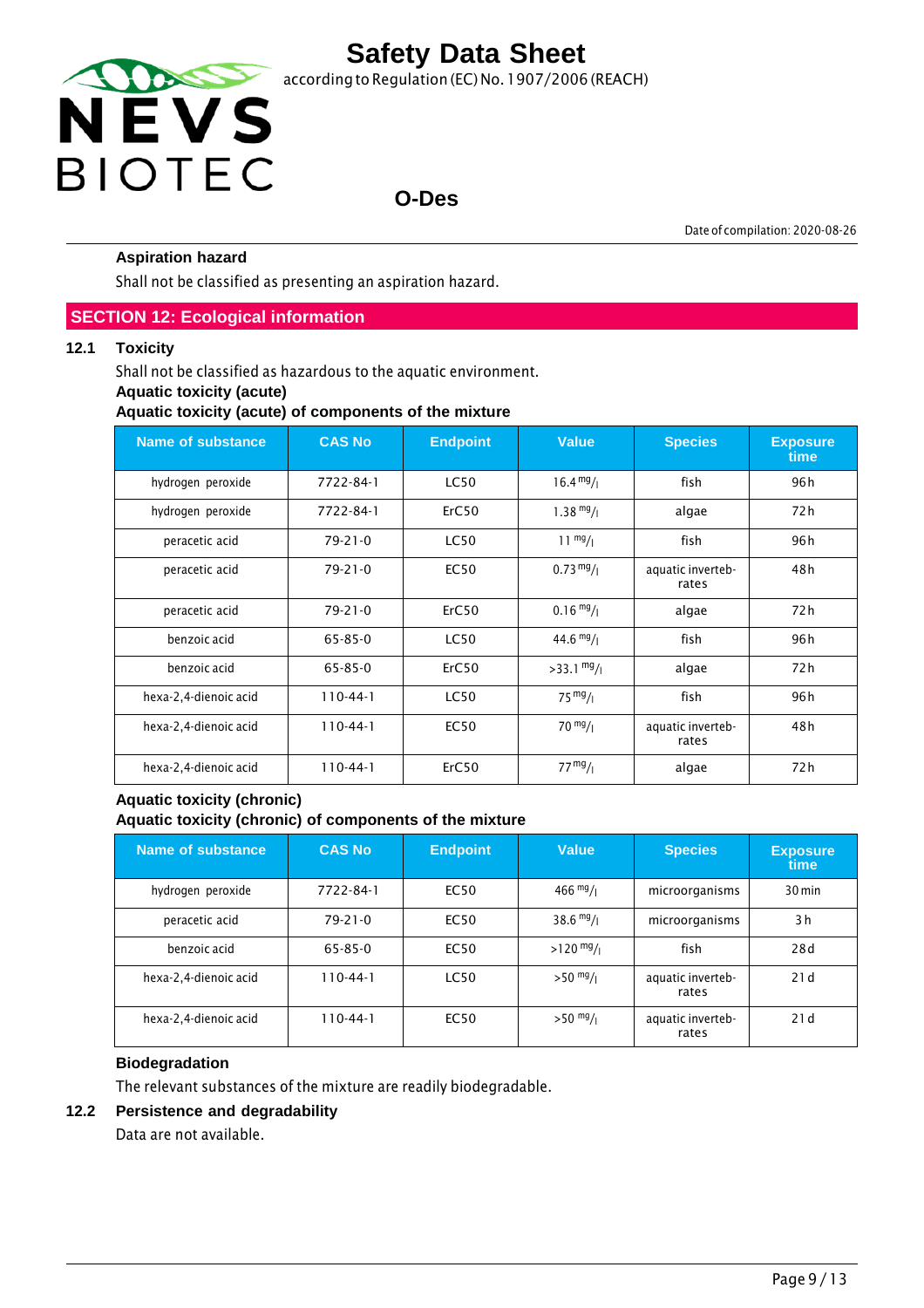### Aspiration hazard

Shall not be classified as presenting an aspiration hazard.

## SECTION 12: Ecological information

### 12.1 Toxicity

Shall not be classified as hazardous to the aquatic environment.

**Aquatic toxicity (acute)**

**Aquatic toxicity (acute) of components of the mixture**

| Name of substance | CAS No | Endpoint | Value | Species | Exposure time |
|---|---|---|---|---|---|
| hydrogen peroxide | 7722-84-1 | LC50 | 16.4 mg/l | fish | 96 h |
| hydrogen peroxide | 7722-84-1 | ErC50 | 1.38 mg/l | algae | 72 h |
| peracetic acid | 79-21-0 | LC50 | 11 mg/l | fish | 96 h |
| peracetic acid | 79-21-0 | EC50 | 0.73 mg/l | aquatic invertebrates | 48 h |
| peracetic acid | 79-21-0 | ErC50 | 0.16 mg/l | algae | 72 h |
| benzoic acid | 65-85-0 | LC50 | 44.6 mg/l | fish | 96 h |
| benzoic acid | 65-85-0 | ErC50 | >33.1 mg/l | algae | 72 h |
| hexa-2,4-dienoic acid | 110-44-1 | LC50 | 75 mg/l | fish | 96 h |
| hexa-2,4-dienoic acid | 110-44-1 | EC50 | 70 mg/l | aquatic invertebrates | 48 h |
| hexa-2,4-dienoic acid | 110-44-1 | ErC50 | 77 mg/l | algae | 72 h |

**Aquatic toxicity (chronic)**

**Aquatic toxicity (chronic) of components of the mixture**

| Name of substance | CAS No | Endpoint | Value | Species | Exposure time |
|---|---|---|---|---|---|
| hydrogen peroxide | 7722-84-1 | EC50 | 466 mg/l | microorganisms | 30 min |
| peracetic acid | 79-21-0 | EC50 | 38.6 mg/l | microorganisms | 3 h |
| benzoic acid | 65-85-0 | EC50 | >120 mg/l | fish | 28 d |
| hexa-2,4-dienoic acid | 110-44-1 | LC50 | >50 mg/l | aquatic invertebrates | 21 d |
| hexa-2,4-dienoic acid | 110-44-1 | EC50 | >50 mg/l | aquatic invertebrates | 21 d |

**Biodegradation**

The relevant substances of the mixture are readily biodegradable.

### 12.2 Persistence and degradability

Data are not available.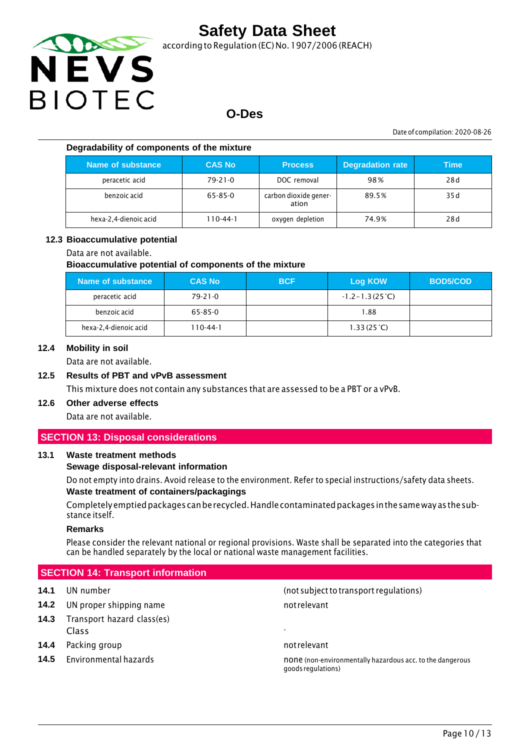**Degradability of components of the mixture**

| Name of substance | CAS No | Process | Degradation rate | Time |
|---|---|---|---|---|
| peracetic acid | 79-21-0 | DOC removal | 98 % | 28 d |
| benzoic acid | 65-85-0 | carbon dioxide generation | 89.5 % | 35 d |
| hexa-2,4-dienoic acid | 110-44-1 | oxygen depletion | 74.9 % | 28 d |

### 12.3 Bioaccumulative potential

Data are not available.

**Bioaccumulative potential of components of the mixture**

| Name of substance | CAS No | BCF | Log KOW | BOD5/COD |
|---|---|---|---|---|
| peracetic acid | 79-21-0 | | -1.2 – 1.3 (25 °C) | |
| benzoic acid | 65-85-0 | | 1.88 | |
| hexa-2,4-dienoic acid | 110-44-1 | | 1.33 (25 °C) | |

### 12.4 Mobility in soil

Data are not available.

### 12.5 Results of PBT and vPvB assessment

This mixture does not contain any substances that are assessed to be a PBT or a vPvB.

### 12.6 Other adverse effects

Data are not available.

## SECTION 13: Disposal considerations

### 13.1 Waste treatment methods

**Sewage disposal-relevant information**

Do not empty into drains. Avoid release to the environment. Refer to special instructions/safety data sheets.

**Waste treatment of containers/packagings**

Completely emptied packages can be recycled. Handle contaminated packages in the same way as the substance itself.

**Remarks**

Please consider the relevant national or regional provisions. Waste shall be separated into the categories that can be handled separately by the local or national waste management facilities.

## SECTION 14: Transport information

| | | |
|---|---|---|
| **14.1** | UN number | (not subject to transport regulations) |
| **14.2** | UN proper shipping name | not relevant |
| **14.3** | Transport hazard class(es) | |
| | Class | - |
| **14.4** | Packing group | not relevant |
| **14.5** | Environmental hazards | none (non-environmentally hazardous acc. to the dangerous goods regulations) |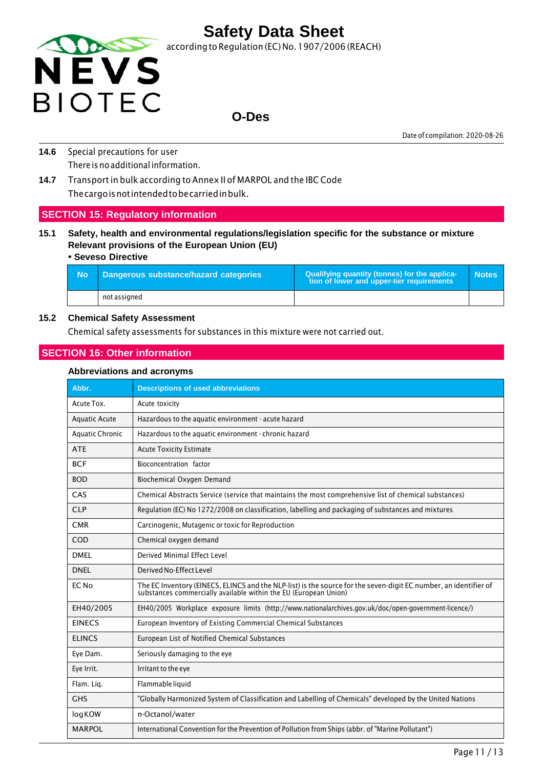**14.6** Special precautions for user

There is no additional information.

**14.7** Transport in bulk according to Annex II of MARPOL and the IBC Code

The cargo is not intended to be carried in bulk.

## SECTION 15: Regulatory information

### 15.1 Safety, health and environmental regulations/legislation specific for the substance or mixture

**Relevant provisions of the European Union (EU)**

**• Seveso Directive**

| No | Dangerous substance/hazard categories | Qualifying quantity (tonnes) for the application of lower and upper-tier requirements | Notes |
|---|---|---|---|
| | not assigned | | |

### 15.2 Chemical Safety Assessment

Chemical safety assessments for substances in this mixture were not carried out.

## SECTION 16: Other information

### Abbreviations and acronyms

| Abbr. | Descriptions of used abbreviations |
|---|---|
| Acute Tox. | Acute toxicity |
| Aquatic Acute | Hazardous to the aquatic environment - acute hazard |
| Aquatic Chronic | Hazardous to the aquatic environment - chronic hazard |
| ATE | Acute Toxicity Estimate |
| BCF | Bioconcentration factor |
| BOD | Biochemical Oxygen Demand |
| CAS | Chemical Abstracts Service (service that maintains the most comprehensive list of chemical substances) |
| CLP | Regulation (EC) No 1272/2008 on classification, labelling and packaging of substances and mixtures |
| CMR | Carcinogenic, Mutagenic or toxic for Reproduction |
| COD | Chemical oxygen demand |
| DMEL | Derived Minimal Effect Level |
| DNEL | Derived No-Effect Level |
| EC No | The EC Inventory (EINECS, ELINCS and the NLP-list) is the source for the seven-digit EC number, an identifier of substances commercially available within the EU (European Union) |
| EH40/2005 | EH40/2005 Workplace exposure limits (http://www.nationalarchives.gov.uk/doc/open-government-licence/) |
| EINECS | European Inventory of Existing Commercial Chemical Substances |
| ELINCS | European List of Notified Chemical Substances |
| Eye Dam. | Seriously damaging to the eye |
| Eye Irrit. | Irritant to the eye |
| Flam. Liq. | Flammable liquid |
| GHS | "Globally Harmonized System of Classification and Labelling of Chemicals" developed by the United Nations |
| log KOW | n-Octanol/water |
| MARPOL | International Convention for the Prevention of Pollution from Ships (abbr. of "Marine Pollutant") |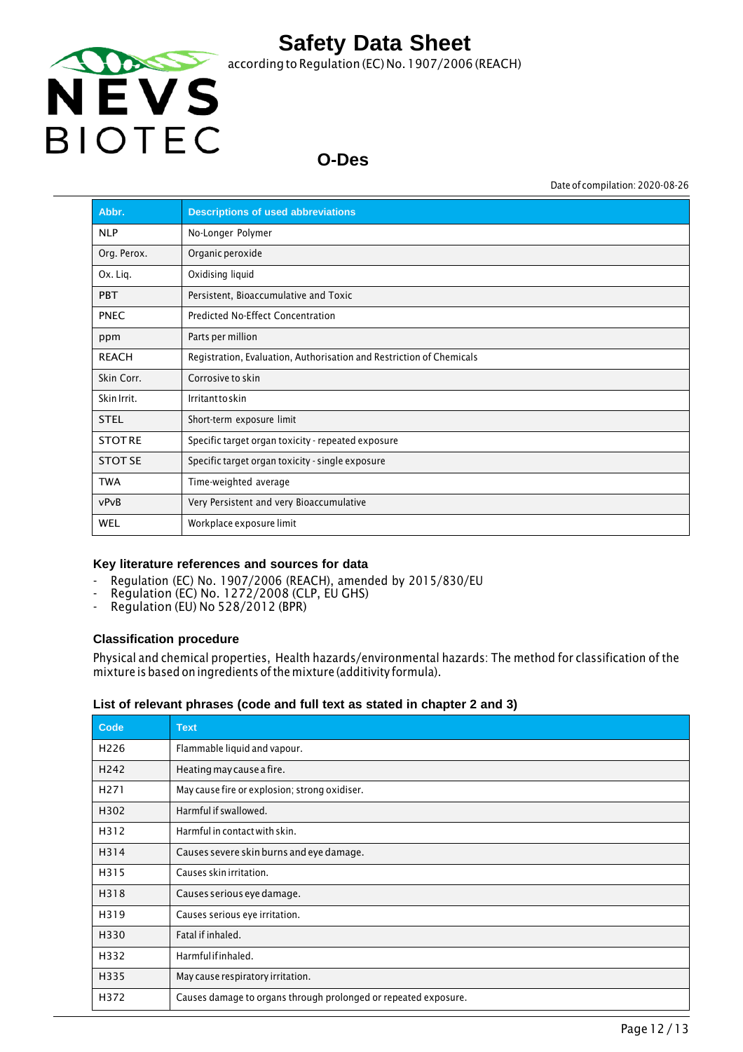| Abbr. | Descriptions of used abbreviations |
|---|---|
| NLP | No-Longer Polymer |
| Org. Perox. | Organic peroxide |
| Ox. Liq. | Oxidising liquid |
| PBT | Persistent, Bioaccumulative and Toxic |
| PNEC | Predicted No-Effect Concentration |
| ppm | Parts per million |
| REACH | Registration, Evaluation, Authorisation and Restriction of Chemicals |
| Skin Corr. | Corrosive to skin |
| Skin Irrit. | Irritant to skin |
| STEL | Short-term exposure limit |
| STOT RE | Specific target organ toxicity - repeated exposure |
| STOT SE | Specific target organ toxicity - single exposure |
| TWA | Time-weighted average |
| vPvB | Very Persistent and very Bioaccumulative |
| WEL | Workplace exposure limit |

### Key literature references and sources for data

- Regulation (EC) No. 1907/2006 (REACH), amended by 2015/830/EU
- Regulation (EC) No. 1272/2008 (CLP, EU GHS)
- Regulation (EU) No 528/2012 (BPR)

### Classification procedure

Physical and chemical properties, Health hazards/environmental hazards: The method for classification of the mixture is based on ingredients of the mixture (additivity formula).

### List of relevant phrases (code and full text as stated in chapter 2 and 3)

| Code | Text |
|---|---|
| H226 | Flammable liquid and vapour. |
| H242 | Heating may cause a fire. |
| H271 | May cause fire or explosion; strong oxidiser. |
| H302 | Harmful if swallowed. |
| H312 | Harmful in contact with skin. |
| H314 | Causes severe skin burns and eye damage. |
| H315 | Causes skin irritation. |
| H318 | Causes serious eye damage. |
| H319 | Causes serious eye irritation. |
| H330 | Fatal if inhaled. |
| H332 | Harmful if inhaled. |
| H335 | May cause respiratory irritation. |
| H372 | Causes damage to organs through prolonged or repeated exposure. |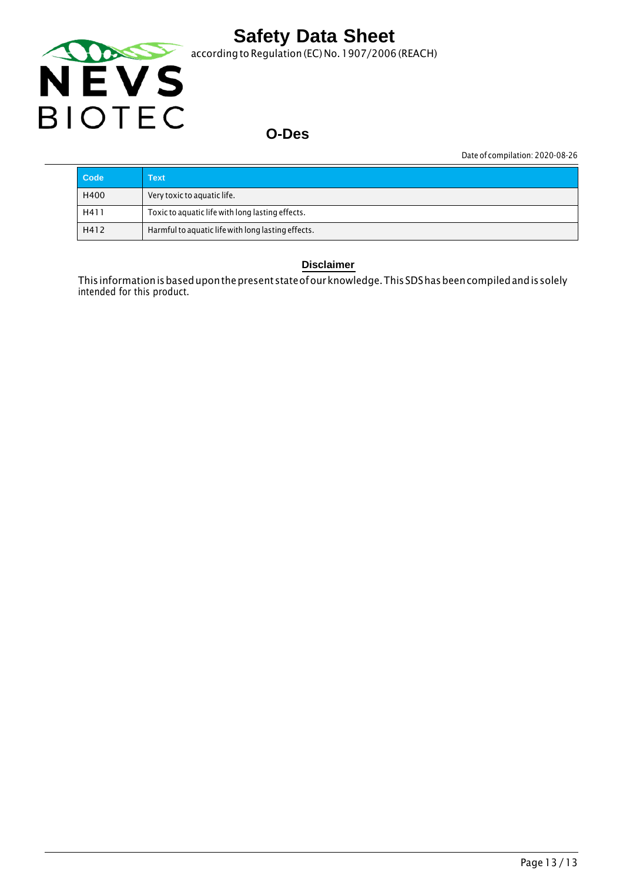| Code | Text |
|---|---|
| H400 | Very toxic to aquatic life. |
| H411 | Toxic to aquatic life with long lasting effects. |
| H412 | Harmful to aquatic life with long lasting effects. |

## Disclaimer

This information is based upon the present state of our knowledge. This SDS has been compiled and is solely intended for this product.